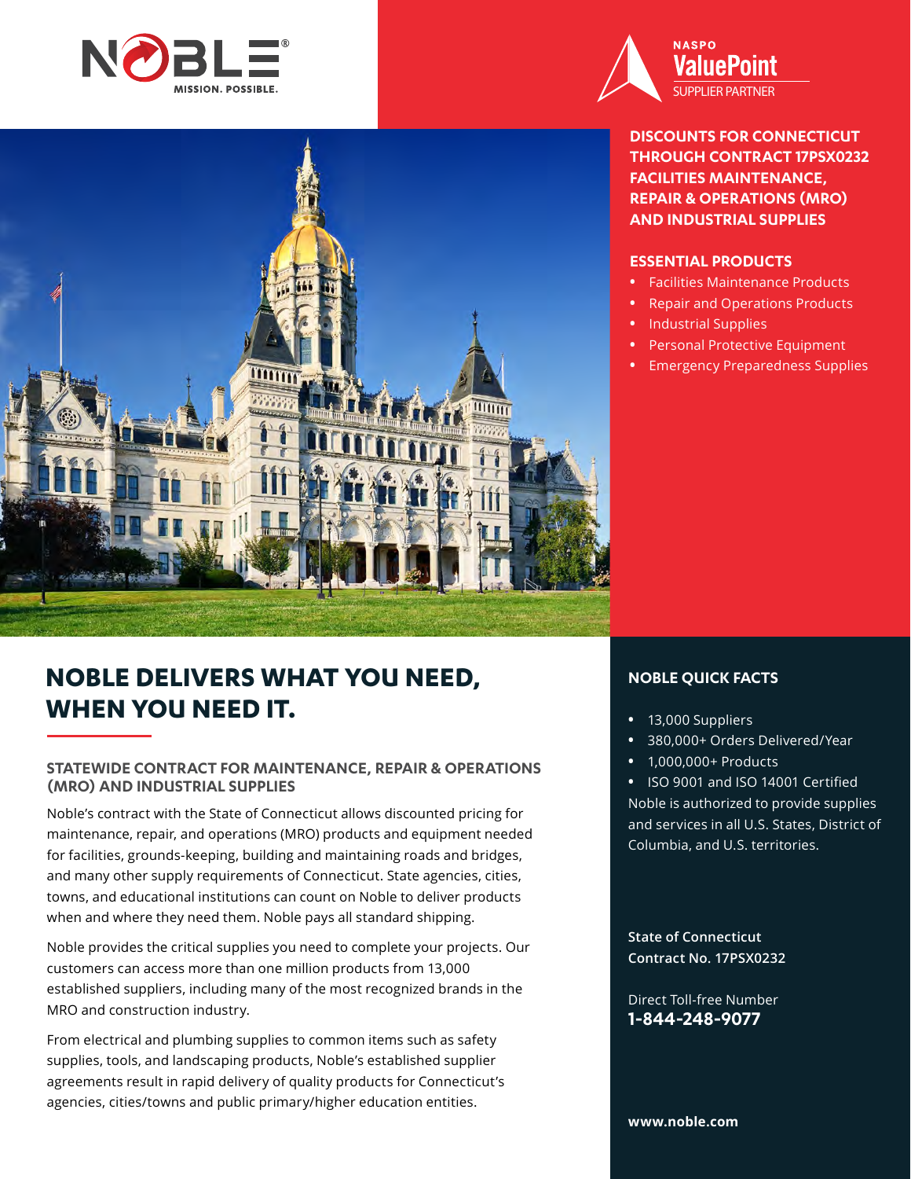NOBLE® MISSION. POSSIBLE.

NASPO ValuePoint SUPPLIER PARTNER

## DISCOUNTS FOR CONNECTICUT THROUGH CONTRACT 17PSX0232 FACILITIES MAINTENANCE, REPAIR & OPERATIONS (MRO) AND INDUSTRIAL SUPPLIES

### ESSENTIAL PRODUCTS

- Facilities Maintenance Products
- Repair and Operations Products
- Industrial Supplies
- Personal Protective Equipment
- Emergency Preparedness Supplies

# NOBLE DELIVERS WHAT YOU NEED, WHEN YOU NEED IT.

### STATEWIDE CONTRACT FOR MAINTENANCE, REPAIR & OPERATIONS (MRO) AND INDUSTRIAL SUPPLIES

Noble's contract with the State of Connecticut allows discounted pricing for maintenance, repair, and operations (MRO) products and equipment needed for facilities, grounds-keeping, building and maintaining roads and bridges, and many other supply requirements of Connecticut. State agencies, cities, towns, and educational institutions can count on Noble to deliver products when and where they need them. Noble pays all standard shipping.

Noble provides the critical supplies you need to complete your projects. Our customers can access more than one million products from 13,000 established suppliers, including many of the most recognized brands in the MRO and construction industry.

From electrical and plumbing supplies to common items such as safety supplies, tools, and landscaping products, Noble's established supplier agreements result in rapid delivery of quality products for Connecticut's agencies, cities/towns and public primary/higher education entities.

### NOBLE QUICK FACTS

- 13,000 Suppliers
- 380,000+ Orders Delivered/Year
- 1,000,000+ Products
- ISO 9001 and ISO 14001 Certified

Noble is authorized to provide supplies and services in all U.S. States, District of Columbia, and U.S. territories.

**State of Connecticut**
**Contract No. 17PSX0232**

Direct Toll-free Number
**1-844-248-9077**

**www.noble.com**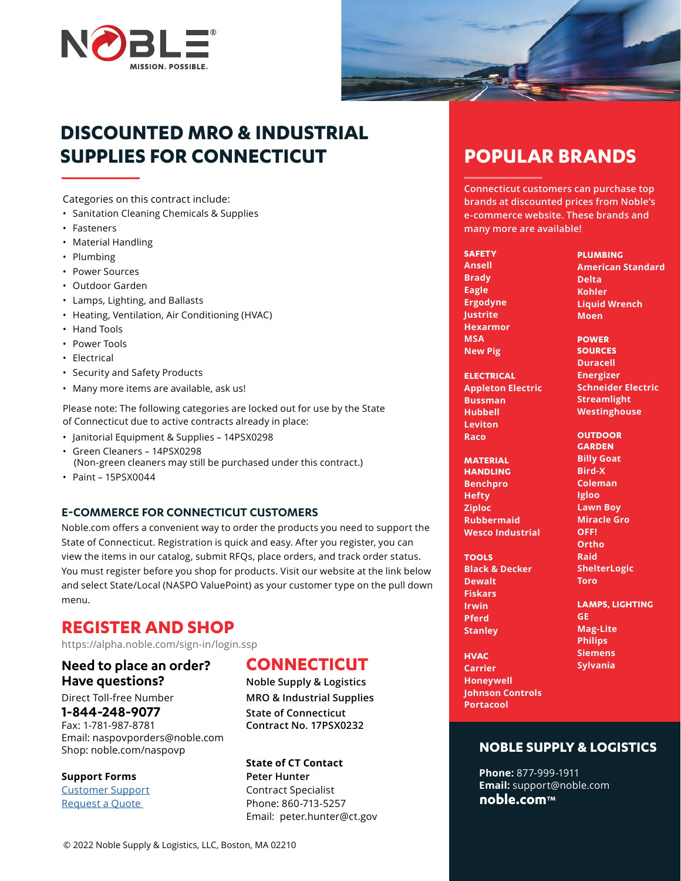NOBLE® MISSION. POSSIBLE.

# DISCOUNTED MRO & INDUSTRIAL SUPPLIES FOR CONNECTICUT

Categories on this contract include:

- Sanitation Cleaning Chemicals & Supplies
- Fasteners
- Material Handling
- Plumbing
- Power Sources
- Outdoor Garden
- Lamps, Lighting, and Ballasts
- Heating, Ventilation, Air Conditioning (HVAC)
- Hand Tools
- Power Tools
- Electrical
- Security and Safety Products
- Many more items are available, ask us!

Please note: The following categories are locked out for use by the State of Connecticut due to active contracts already in place:

- Janitorial Equipment & Supplies – 14PSX0298
- Green Cleaners – 14PSX0298
  (Non-green cleaners may still be purchased under this contract.)
- Paint – 15PSX0044

### E-COMMERCE FOR CONNECTICUT CUSTOMERS

Noble.com offers a convenient way to order the products you need to support the State of Connecticut. Registration is quick and easy. After you register, you can view the items in our catalog, submit RFQs, place orders, and track order status. You must register before you shop for products. Visit our website at the link below and select State/Local (NASPO ValuePoint) as your customer type on the pull down menu.

## REGISTER AND SHOP

https://alpha.noble.com/sign-in/login.ssp

### Need to place an order? Have questions?

Direct Toll-free Number

**1-844-248-9077**

Fax: 1-781-987-8781
Email: naspovporders@noble.com
Shop: noble.com/naspovp

**Support Forms**

Customer Support
Request a Quote

## CONNECTICUT

**Noble Supply & Logistics**
**MRO & Industrial Supplies**
**State of Connecticut**
**Contract No. 17PSX0232**

**State of CT Contact**
**Peter Hunter**
Contract Specialist
Phone: 860-713-5257
Email: peter.hunter@ct.gov

## POPULAR BRANDS

Connecticut customers can purchase top brands at discounted prices from Noble's e-commerce website. These brands and many more are available!

**SAFETY**
Ansell
Brady
Eagle
Ergodyne
Justrite
Hexarmor
MSA
New Pig

**ELECTRICAL**
Appleton Electric
Bussman
Hubbell
Leviton
Raco

**MATERIAL HANDLING**
Benchpro
Hefty
Ziploc
Rubbermaid
Wesco Industrial

**TOOLS**
Black & Decker
Dewalt
Fiskars
Irwin
Pferd
Stanley

**HVAC**
Carrier
Honeywell
Johnson Controls
Portacool

**PLUMBING**
American Standard
Delta
Kohler
Liquid Wrench
Moen

**POWER SOURCES**
Duracell
Energizer
Schneider Electric
Streamlight
Westinghouse

**OUTDOOR GARDEN**
Billy Goat
Bird-X
Coleman
Igloo
Lawn Boy
Miracle Gro
OFF!
Ortho
Raid
ShelterLogic
Toro

**LAMPS, LIGHTING**
GE
Mag-Lite
Philips
Siemens
Sylvania

### NOBLE SUPPLY & LOGISTICS

**Phone:** 877-999-1911
**Email:** support@noble.com
**noble.com™**

© 2022 Noble Supply & Logistics, LLC, Boston, MA 02210